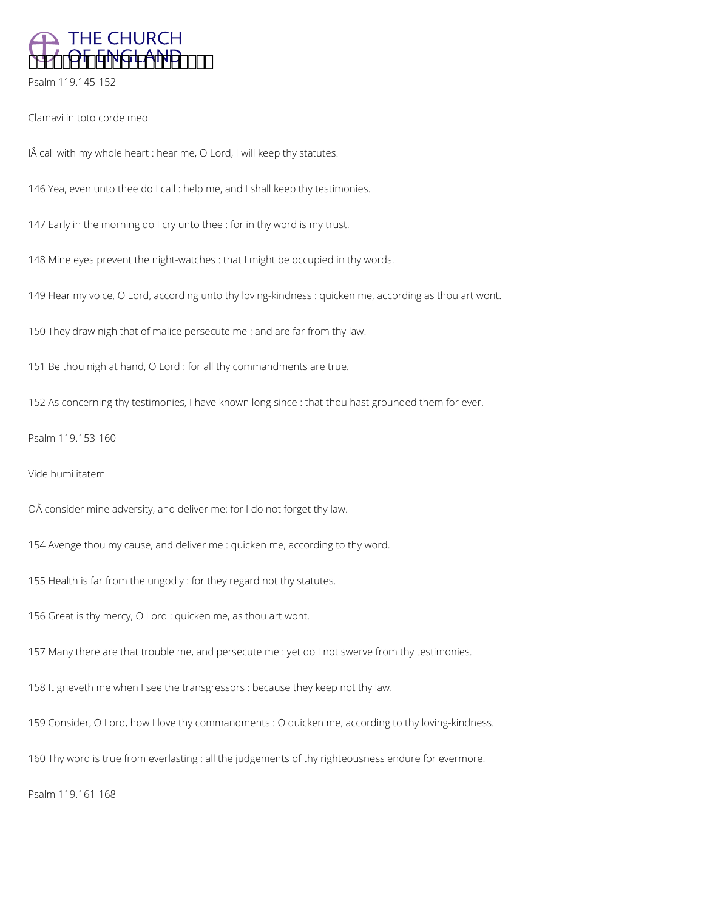## Psalm 119.145-152

*Clamavi in toto corde meo*

IÂ call with my whole heart : hear me, O Lord, I will keep thy statutes.

146 Yea, even unto thee do I call : help me, and I shall keep thy testimonies.

147 Early in the morning do I cry unto thee : for in thy word is my trust.

148 Mine eyes prevent the night-watches : that I might be occupied in thy words.

149 Hear my voice, O Lord, according unto thy loving-kindness : quicken me, according as thou art wont.

150 They draw nigh that of malice persecute me : and are far from thy law.

151 Be thou nigh at hand, O Lord : for all thy commandments are true.

152 As concerning thy testimonies, I have known long since : that thou hast grounded them for ever.

## Psalm 119.153-160

*Vide humilitatem*

OÂ consider mine adversity, and deliver me: for I do not forget thy law.

154 Avenge thou my cause, and deliver me : quicken me, according to thy word.

155 Health is far from the ungodly : for they regard not thy statutes.

156 Great is thy mercy, O Lord : quicken me, as thou art wont.

157 Many there are that trouble me, and persecute me : yet do I not swerve from thy testimonies.

158 It grieveth me when I see the transgressors : because they keep not thy law.

159 Consider, O Lord, how I love thy commandments : O quicken me, according to thy loving-kindness.

160 Thy word is true from everlasting : all the judgements of thy righteousness endure for evermore.

## Psalm 119.161-168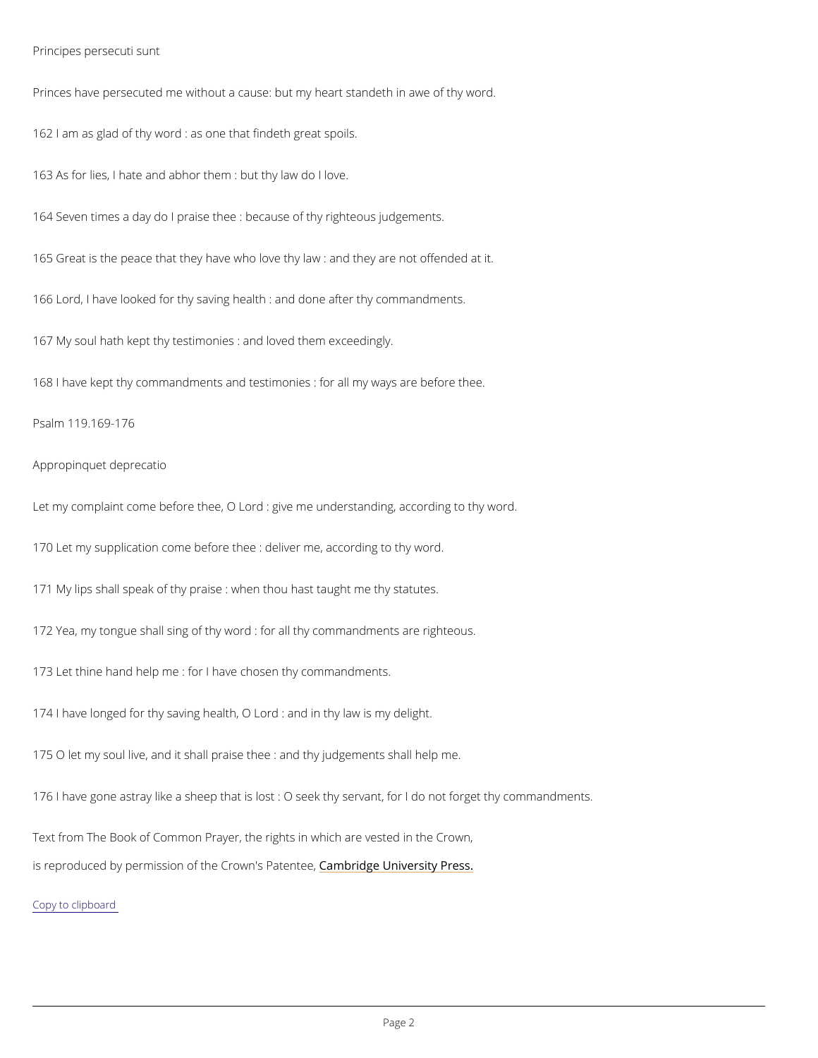Principes persecuti sunt

Princes have persecuted me without a cause: but my heart standeth in awe of thy word.

162 I am as glad of thy word : as one that findeth great spoils.

163 As for lies, I hate and abhor them : but thy law do I love.

164 Seven times a day do I praise thee : because of thy righteous judgements.

165 Great is the peace that they have who love thy law : and they are not offended at it.

166 Lord, I have looked for thy saving health : and done after thy commandments.

167 My soul hath kept thy testimonies : and loved them exceedingly.

168 I have kept thy commandments and testimonies : for all my ways are before thee.

Psalm 119.169-176

Appropinquet deprecatio

Let my complaint come before thee, O Lord : give me understanding, according to thy word.

170 Let my supplication come before thee : deliver me, according to thy word.

171 My lips shall speak of thy praise : when thou hast taught me thy statutes.

172 Yea, my tongue shall sing of thy word : for all thy commandments are righteous.

173 Let thine hand help me : for I have chosen thy commandments.

174 I have longed for thy saving health, O Lord : and in thy law is my delight.

175 O let my soul live, and it shall praise thee : and thy judgements shall help me.

176 I have gone astray like a sheep that is lost : O seek thy servant, for I do not forget thy commandments.

Text from The Book of Common Prayer, the rights in which are vested in the Crown,
is reproduced by permission of the Crown's Patentee, Cambridge University Press.

Copy to clipboard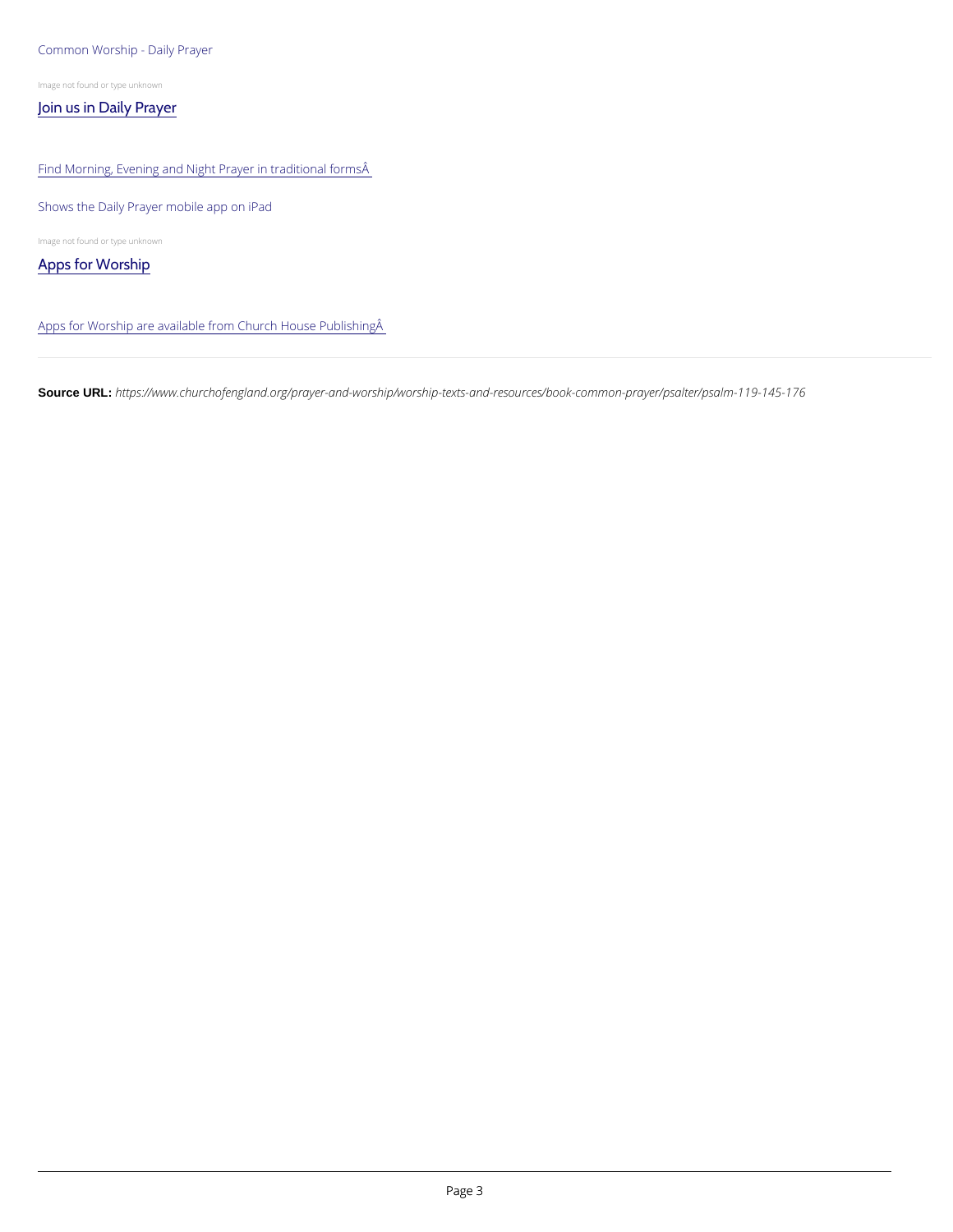Common Worship - Daily Prayer

Image not found or type unknown

[Join us in Daily Prayer]

[Find Morning, Evening and Night Prayer in traditional formsÂ ]

Shows the Daily Prayer mobile app on iPad

Image not found or type unknown

[Apps for Worship]

[Apps for Worship are available from Church House PublishingÂ ]

---

**Source URL:** *https://www.churchofengland.org/prayer-and-worship/worship-texts-and-resources/book-common-prayer/psalter/psalm-119-145-176*